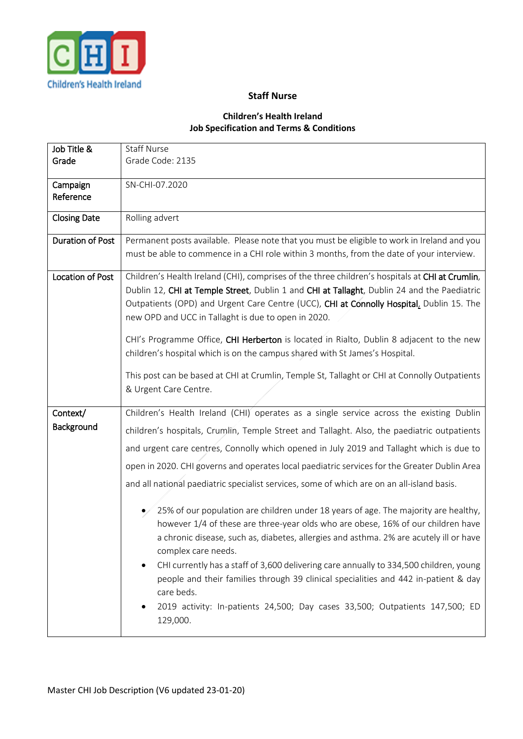**Staff Nurse**

**Children's Health Ireland**
**Job Specification and Terms & Conditions**

| | |
|---|---|
| Job Title & Grade | Staff Nurse<br>Grade Code: 2135 |
| Campaign Reference | SN-CHI-07.2020 |
| Closing Date | Rolling advert |
| Duration of Post | Permanent posts available. Please note that you must be eligible to work in Ireland and you must be able to commence in a CHI role within 3 months, from the date of your interview. |
| Location of Post | Children's Health Ireland (CHI), comprises of the three children's hospitals at CHI at Crumlin, Dublin 12, CHI at Temple Street, Dublin 1 and CHI at Tallaght, Dublin 24 and the Paediatric Outpatients (OPD) and Urgent Care Centre (UCC), CHI at Connolly Hospital, Dublin 15. The new OPD and UCC in Tallaght is due to open in 2020.<br><br>CHI's Programme Office, CHI Herberton is located in Rialto, Dublin 8 adjacent to the new children's hospital which is on the campus shared with St James's Hospital.<br><br>This post can be based at CHI at Crumlin, Temple St, Tallaght or CHI at Connolly Outpatients & Urgent Care Centre. |
| Context/ Background | Children's Health Ireland (CHI) operates as a single service across the existing Dublin children's hospitals, Crumlin, Temple Street and Tallaght. Also, the paediatric outpatients and urgent care centres, Connolly which opened in July 2019 and Tallaght which is due to open in 2020. CHI governs and operates local paediatric services for the Greater Dublin Area and all national paediatric specialist services, some of which are on an all-island basis.<br><br>• 25% of our population are children under 18 years of age. The majority are healthy, however 1/4 of these are three-year olds who are obese, 16% of our children have a chronic disease, such as, diabetes, allergies and asthma. 2% are acutely ill or have complex care needs.<br>• CHI currently has a staff of 3,600 delivering care annually to 334,500 children, young people and their families through 39 clinical specialities and 442 in-patient & day care beds.<br>• 2019 activity: In-patients 24,500; Day cases 33,500; Outpatients 147,500; ED 129,000. |

Master CHI Job Description (V6 updated 23-01-20)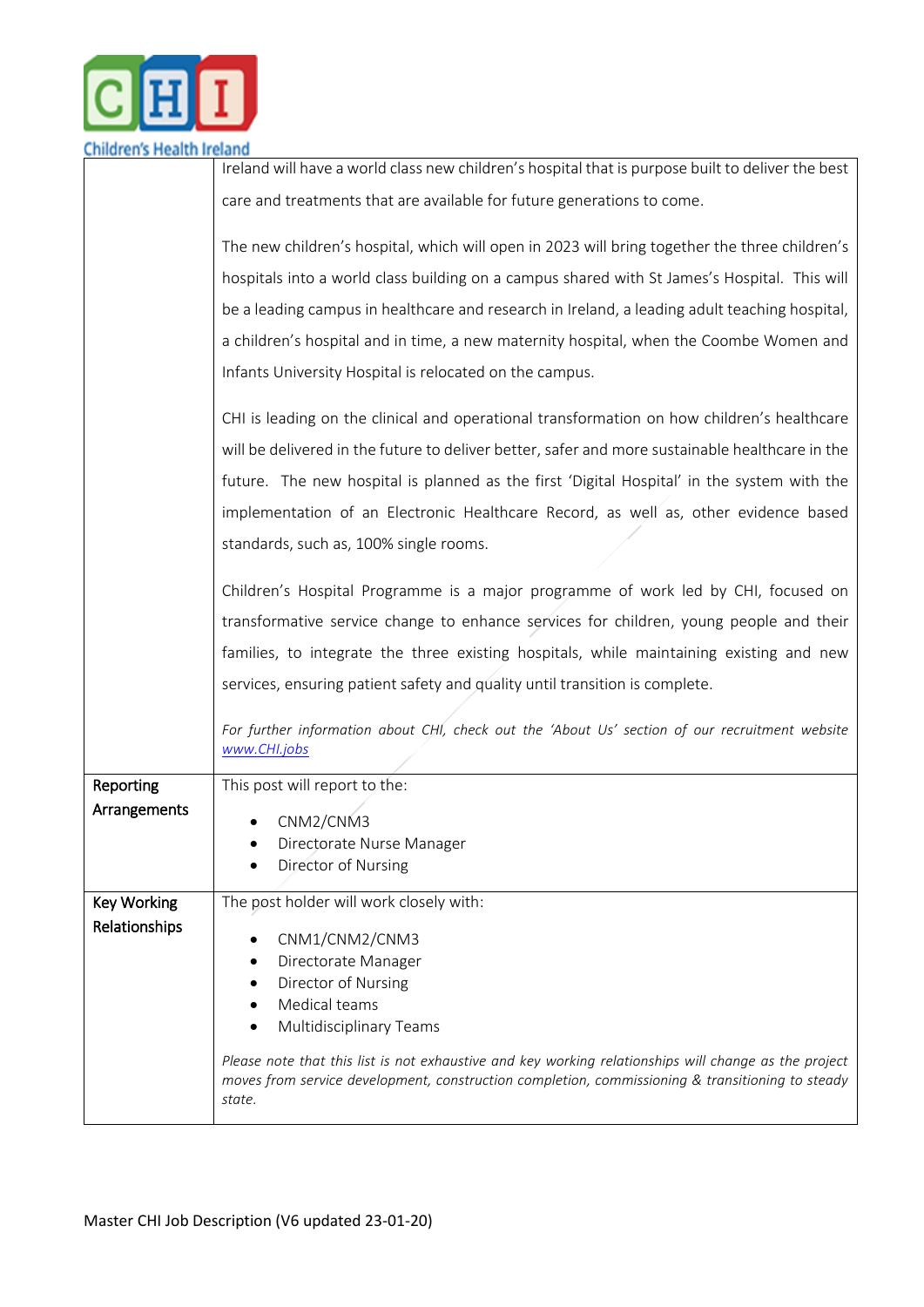| | |
|---|---|
| | Ireland will have a world class new children's hospital that is purpose built to deliver the best care and treatments that are available for future generations to come.<br><br>The new children's hospital, which will open in 2023 will bring together the three children's hospitals into a world class building on a campus shared with St James's Hospital. This will be a leading campus in healthcare and research in Ireland, a leading adult teaching hospital, a children's hospital and in time, a new maternity hospital, when the Coombe Women and Infants University Hospital is relocated on the campus.<br><br>CHI is leading on the clinical and operational transformation on how children's healthcare will be delivered in the future to deliver better, safer and more sustainable healthcare in the future. The new hospital is planned as the first 'Digital Hospital' in the system with the implementation of an Electronic Healthcare Record, as well as, other evidence based standards, such as, 100% single rooms.<br><br>Children's Hospital Programme is a major programme of work led by CHI, focused on transformative service change to enhance services for children, young people and their families, to integrate the three existing hospitals, while maintaining existing and new services, ensuring patient safety and quality until transition is complete.<br><br>*For further information about CHI, check out the 'About Us' section of our recruitment website [www.CHI.jobs](www.CHI.jobs)* |
| **Reporting Arrangements** | This post will report to the:<br><br>• CNM2/CNM3<br>• Directorate Nurse Manager<br>• Director of Nursing |
| **Key Working Relationships** | The post holder will work closely with:<br><br>• CNM1/CNM2/CNM3<br>• Directorate Manager<br>• Director of Nursing<br>• Medical teams<br>• Multidisciplinary Teams<br><br>*Please note that this list is not exhaustive and key working relationships will change as the project moves from service development, construction completion, commissioning & transitioning to steady state.* |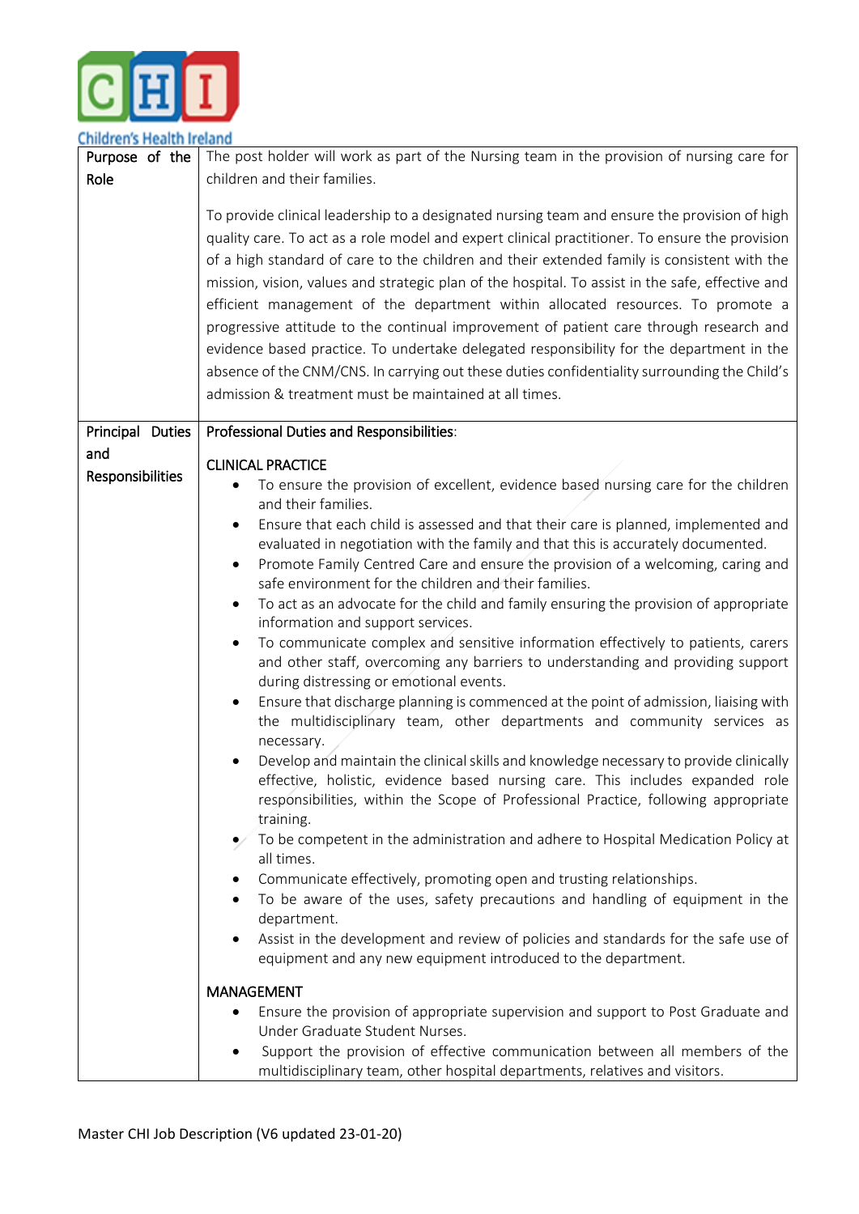| Purpose of the Role | The post holder will work as part of the Nursing team in the provision of nursing care for children and their families.<br><br>To provide clinical leadership to a designated nursing team and ensure the provision of high quality care. To act as a role model and expert clinical practitioner. To ensure the provision of a high standard of care to the children and their extended family is consistent with the mission, vision, values and strategic plan of the hospital. To assist in the safe, effective and efficient management of the department within allocated resources. To promote a progressive attitude to the continual improvement of patient care through research and evidence based practice. To undertake delegated responsibility for the department in the absence of the CNM/CNS. In carrying out these duties confidentiality surrounding the Child's admission & treatment must be maintained at all times. |
|---|---|
| Principal Duties and Responsibilities | **Professional Duties and Responsibilities**:<br><br>CLINICAL PRACTICE<br>• To ensure the provision of excellent, evidence based nursing care for the children and their families.<br>• Ensure that each child is assessed and that their care is planned, implemented and evaluated in negotiation with the family and that this is accurately documented.<br>• Promote Family Centred Care and ensure the provision of a welcoming, caring and safe environment for the children and their families.<br>• To act as an advocate for the child and family ensuring the provision of appropriate information and support services.<br>• To communicate complex and sensitive information effectively to patients, carers and other staff, overcoming any barriers to understanding and providing support during distressing or emotional events.<br>• Ensure that discharge planning is commenced at the point of admission, liaising with the multidisciplinary team, other departments and community services as necessary.<br>• Develop and maintain the clinical skills and knowledge necessary to provide clinically effective, holistic, evidence based nursing care. This includes expanded role responsibilities, within the Scope of Professional Practice, following appropriate training.<br>• To be competent in the administration and adhere to Hospital Medication Policy at all times.<br>• Communicate effectively, promoting open and trusting relationships.<br>• To be aware of the uses, safety precautions and handling of equipment in the department.<br>• Assist in the development and review of policies and standards for the safe use of equipment and any new equipment introduced to the department.<br><br>MANAGEMENT<br>• Ensure the provision of appropriate supervision and support to Post Graduate and Under Graduate Student Nurses.<br>• Support the provision of effective communication between all members of the multidisciplinary team, other hospital departments, relatives and visitors. |

Master CHI Job Description (V6 updated 23-01-20)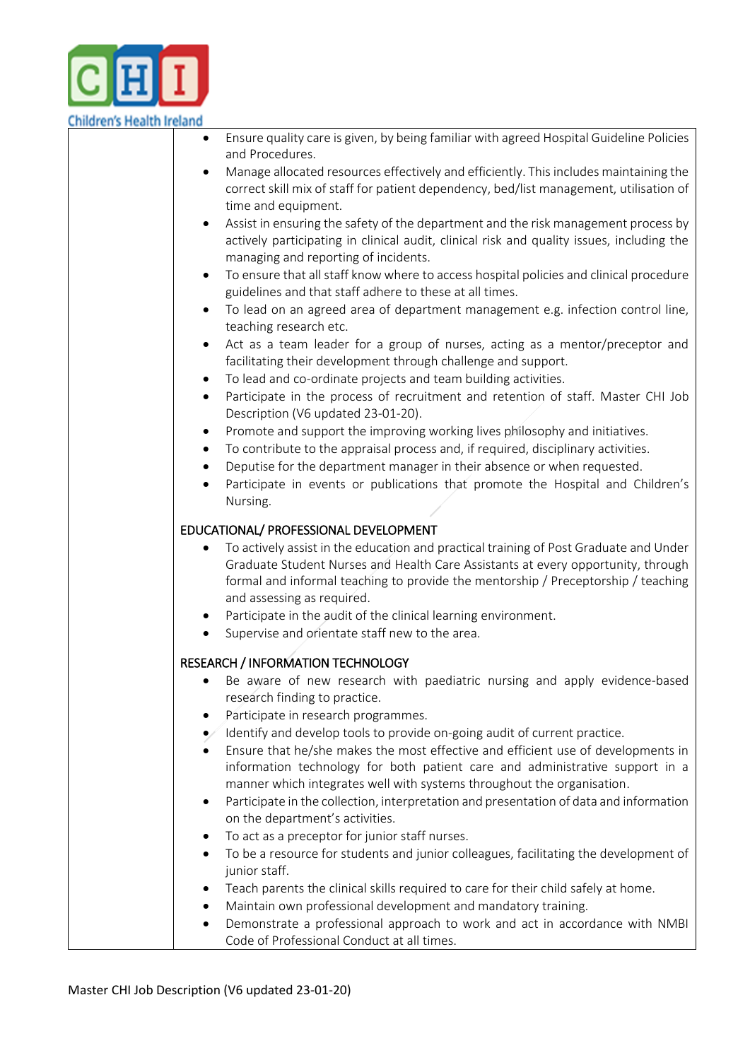- Ensure quality care is given, by being familiar with agreed Hospital Guideline Policies and Procedures.
- Manage allocated resources effectively and efficiently. This includes maintaining the correct skill mix of staff for patient dependency, bed/list management, utilisation of time and equipment.
- Assist in ensuring the safety of the department and the risk management process by actively participating in clinical audit, clinical risk and quality issues, including the managing and reporting of incidents.
- To ensure that all staff know where to access hospital policies and clinical procedure guidelines and that staff adhere to these at all times.
- To lead on an agreed area of department management e.g. infection control line, teaching research etc.
- Act as a team leader for a group of nurses, acting as a mentor/preceptor and facilitating their development through challenge and support.
- To lead and co-ordinate projects and team building activities.
- Participate in the process of recruitment and retention of staff. Master CHI Job Description (V6 updated 23-01-20).
- Promote and support the improving working lives philosophy and initiatives.
- To contribute to the appraisal process and, if required, disciplinary activities.
- Deputise for the department manager in their absence or when requested.
- Participate in events or publications that promote the Hospital and Children's Nursing.

EDUCATIONAL/ PROFESSIONAL DEVELOPMENT

- To actively assist in the education and practical training of Post Graduate and Under Graduate Student Nurses and Health Care Assistants at every opportunity, through formal and informal teaching to provide the mentorship / Preceptorship / teaching and assessing as required.
- Participate in the audit of the clinical learning environment.
- Supervise and orientate staff new to the area.

RESEARCH / INFORMATION TECHNOLOGY

- Be aware of new research with paediatric nursing and apply evidence-based research finding to practice.
- Participate in research programmes.
- Identify and develop tools to provide on-going audit of current practice.
- Ensure that he/she makes the most effective and efficient use of developments in information technology for both patient care and administrative support in a manner which integrates well with systems throughout the organisation.
- Participate in the collection, interpretation and presentation of data and information on the department's activities.
- To act as a preceptor for junior staff nurses.
- To be a resource for students and junior colleagues, facilitating the development of junior staff.
- Teach parents the clinical skills required to care for their child safely at home.
- Maintain own professional development and mandatory training.
- Demonstrate a professional approach to work and act in accordance with NMBI Code of Professional Conduct at all times.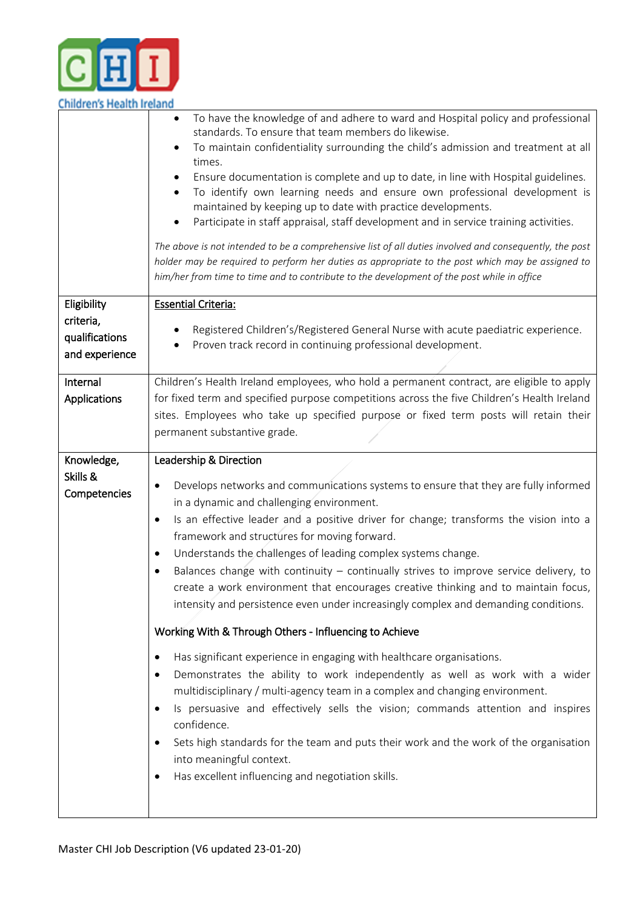| | |
|---|---|
| | • To have the knowledge of and adhere to ward and Hospital policy and professional standards. To ensure that team members do likewise.<br>• To maintain confidentiality surrounding the child's admission and treatment at all times.<br>• Ensure documentation is complete and up to date, in line with Hospital guidelines.<br>• To identify own learning needs and ensure own professional development is maintained by keeping up to date with practice developments.<br>• Participate in staff appraisal, staff development and in service training activities.<br><br>*The above is not intended to be a comprehensive list of all duties involved and consequently, the post holder may be required to perform her duties as appropriate to the post which may be assigned to him/her from time to time and to contribute to the development of the post while in office* |
| Eligibility criteria, qualifications and experience | <u>Essential Criteria:</u><br><br>• Registered Children's/Registered General Nurse with acute paediatric experience.<br>• Proven track record in continuing professional development. |
| Internal Applications | Children's Health Ireland employees, who hold a permanent contract, are eligible to apply for fixed term and specified purpose competitions across the five Children's Health Ireland sites. Employees who take up specified purpose or fixed term posts will retain their permanent substantive grade. |
| Knowledge, Skills & Competencies | Leadership & Direction<br><br>• Develops networks and communications systems to ensure that they are fully informed in a dynamic and challenging environment.<br>• Is an effective leader and a positive driver for change; transforms the vision into a framework and structures for moving forward.<br>• Understands the challenges of leading complex systems change.<br>• Balances change with continuity – continually strives to improve service delivery, to create a work environment that encourages creative thinking and to maintain focus, intensity and persistence even under increasingly complex and demanding conditions.<br><br>Working With & Through Others - Influencing to Achieve<br><br>• Has significant experience in engaging with healthcare organisations.<br>• Demonstrates the ability to work independently as well as work with a wider multidisciplinary / multi-agency team in a complex and changing environment.<br>• Is persuasive and effectively sells the vision; commands attention and inspires confidence.<br>• Sets high standards for the team and puts their work and the work of the organisation into meaningful context.<br>• Has excellent influencing and negotiation skills. |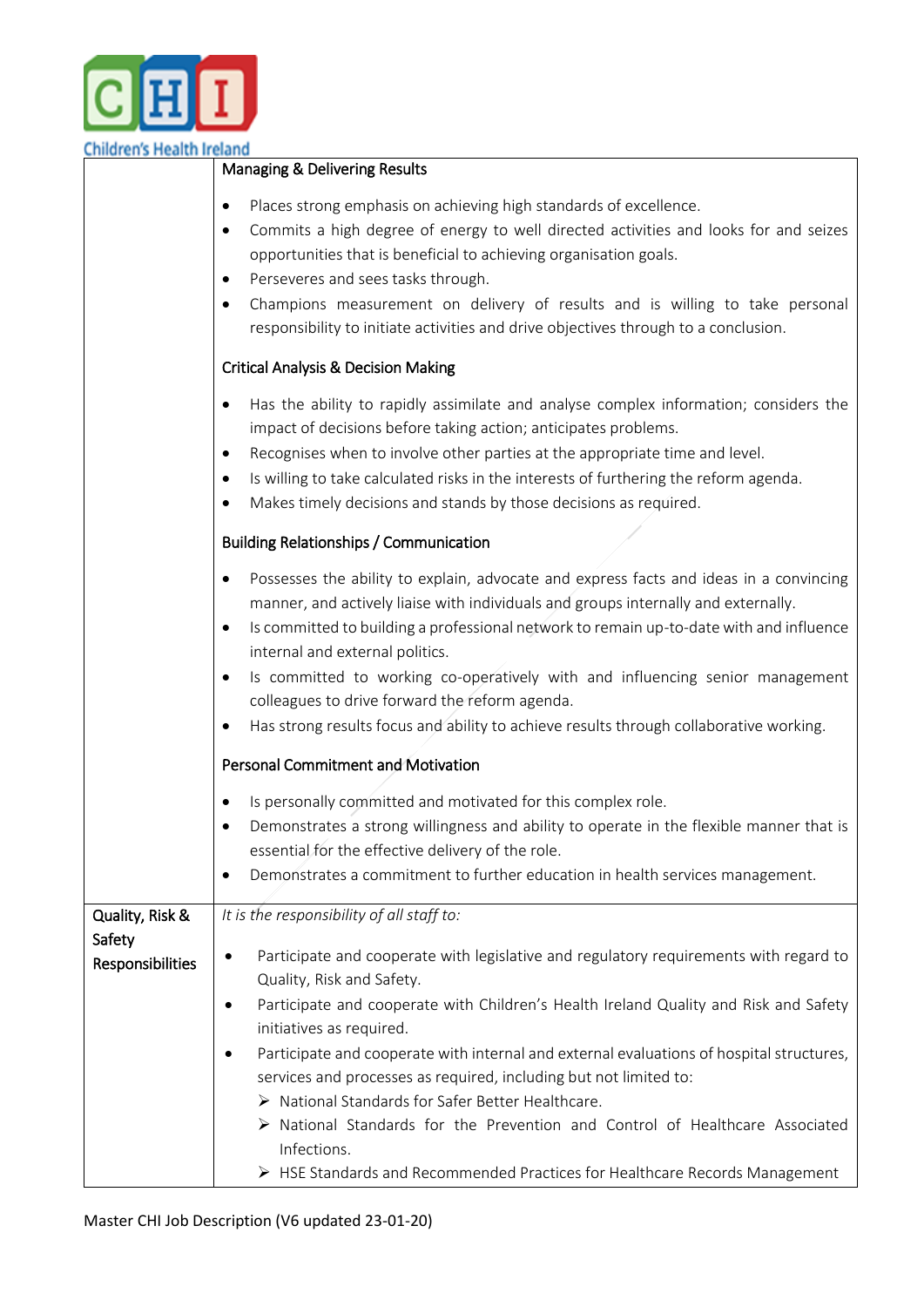| | |
|---|---|
| | **Managing & Delivering Results**<br><br>• Places strong emphasis on achieving high standards of excellence.<br>• Commits a high degree of energy to well directed activities and looks for and seizes opportunities that is beneficial to achieving organisation goals.<br>• Perseveres and sees tasks through.<br>• Champions measurement on delivery of results and is willing to take personal responsibility to initiate activities and drive objectives through to a conclusion.<br><br>**Critical Analysis & Decision Making**<br><br>• Has the ability to rapidly assimilate and analyse complex information; considers the impact of decisions before taking action; anticipates problems.<br>• Recognises when to involve other parties at the appropriate time and level.<br>• Is willing to take calculated risks in the interests of furthering the reform agenda.<br>• Makes timely decisions and stands by those decisions as required.<br><br>**Building Relationships / Communication**<br><br>• Possesses the ability to explain, advocate and express facts and ideas in a convincing manner, and actively liaise with individuals and groups internally and externally.<br>• Is committed to building a professional network to remain up-to-date with and influence internal and external politics.<br>• Is committed to working co-operatively with and influencing senior management colleagues to drive forward the reform agenda.<br>• Has strong results focus and ability to achieve results through collaborative working.<br><br>**Personal Commitment and Motivation**<br><br>• Is personally committed and motivated for this complex role.<br>• Demonstrates a strong willingness and ability to operate in the flexible manner that is essential for the effective delivery of the role.<br>• Demonstrates a commitment to further education in health services management. |
| **Quality, Risk & Safety Responsibilities** | *It is the responsibility of all staff to:*<br><br>• Participate and cooperate with legislative and regulatory requirements with regard to Quality, Risk and Safety.<br>• Participate and cooperate with Children's Health Ireland Quality and Risk and Safety initiatives as required.<br>• Participate and cooperate with internal and external evaluations of hospital structures, services and processes as required, including but not limited to:<br>  ➢ National Standards for Safer Better Healthcare.<br>  ➢ National Standards for the Prevention and Control of Healthcare Associated Infections.<br>  ➢ HSE Standards and Recommended Practices for Healthcare Records Management |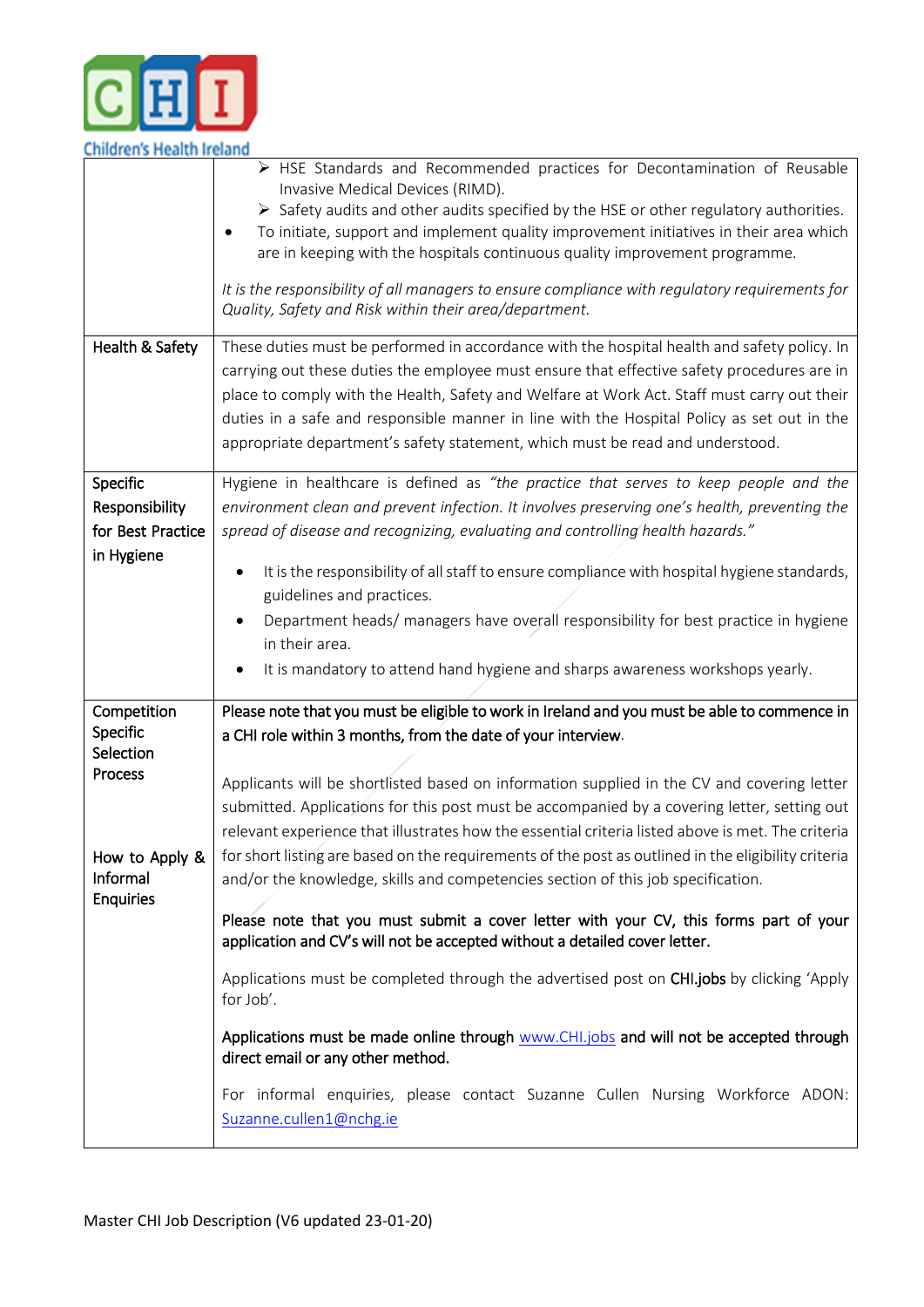| | |
|---|---|
| | ➢ HSE Standards and Recommended practices for Decontamination of Reusable Invasive Medical Devices (RIMD).<br>➢ Safety audits and other audits specified by the HSE or other regulatory authorities.<br>• To initiate, support and implement quality improvement initiatives in their area which are in keeping with the hospitals continuous quality improvement programme.<br><br>*It is the responsibility of all managers to ensure compliance with regulatory requirements for Quality, Safety and Risk within their area/department.* |
| Health & Safety | These duties must be performed in accordance with the hospital health and safety policy. In carrying out these duties the employee must ensure that effective safety procedures are in place to comply with the Health, Safety and Welfare at Work Act. Staff must carry out their duties in a safe and responsible manner in line with the Hospital Policy as set out in the appropriate department's safety statement, which must be read and understood. |
| Specific Responsibility for Best Practice in Hygiene | Hygiene in healthcare is defined as *"the practice that serves to keep people and the environment clean and prevent infection. It involves preserving one's health, preventing the spread of disease and recognizing, evaluating and controlling health hazards."*<br><br>• It is the responsibility of all staff to ensure compliance with hospital hygiene standards, guidelines and practices.<br>• Department heads/ managers have overall responsibility for best practice in hygiene in their area.<br>• It is mandatory to attend hand hygiene and sharps awareness workshops yearly. |
| Competition Specific Selection Process<br><br>How to Apply & Informal Enquiries | **Please note that you must be eligible to work in Ireland and you must be able to commence in a CHI role within 3 months, from the date of your interview.**<br><br>Applicants will be shortlisted based on information supplied in the CV and covering letter submitted. Applications for this post must be accompanied by a covering letter, setting out relevant experience that illustrates how the essential criteria listed above is met. The criteria for short listing are based on the requirements of the post as outlined in the eligibility criteria and/or the knowledge, skills and competencies section of this job specification.<br><br>**Please note that you must submit a cover letter with your CV, this forms part of your application and CV's will not be accepted without a detailed cover letter.**<br><br>Applications must be completed through the advertised post on **CHI.jobs** by clicking 'Apply for Job'.<br><br>**Applications must be made online through** www.CHI.jobs **and will not be accepted through direct email or any other method.**<br><br>For informal enquiries, please contact Suzanne Cullen Nursing Workforce ADON: Suzanne.cullen1@nchg.ie |

Master CHI Job Description (V6 updated 23-01-20)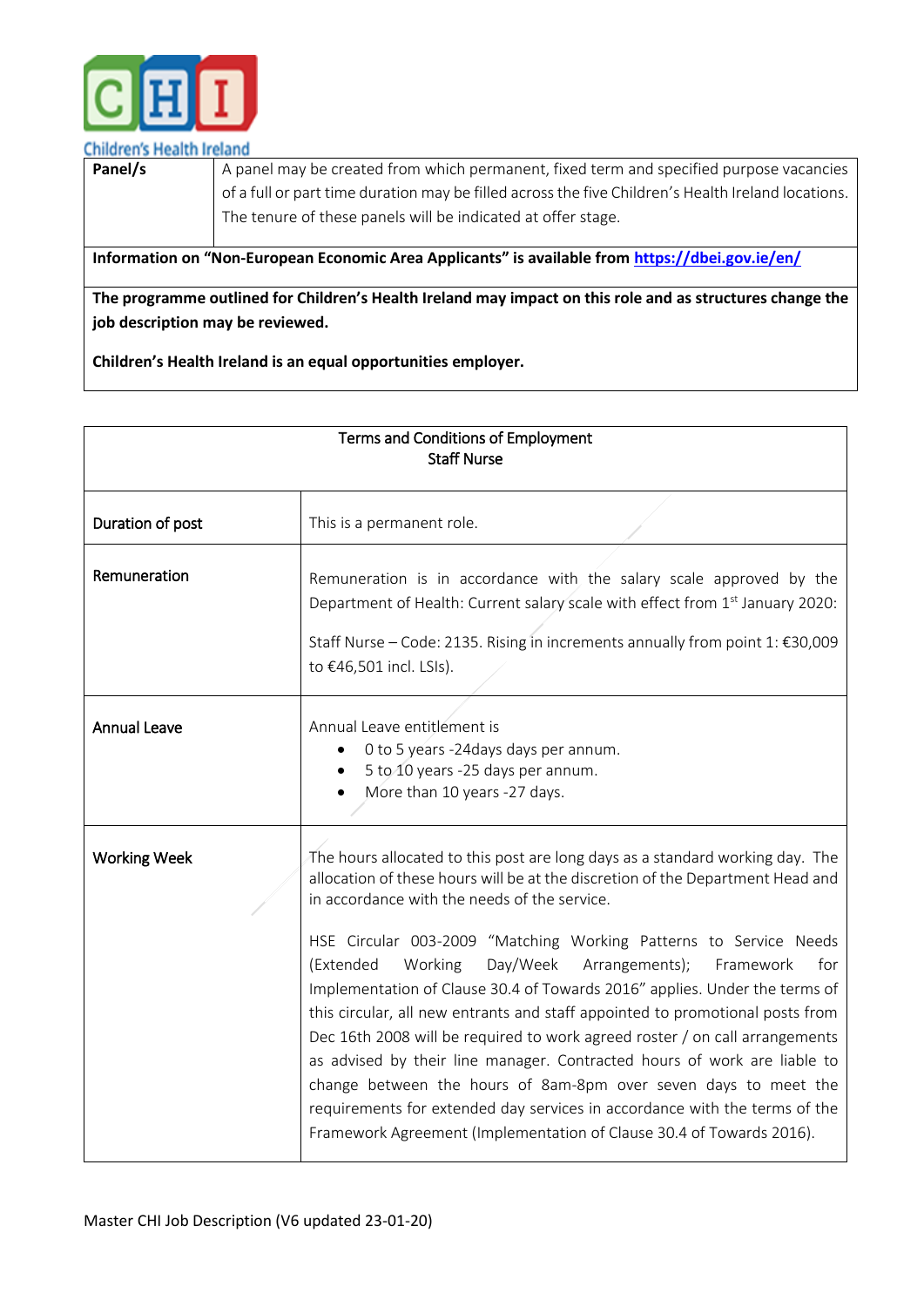| Panel/s | A panel may be created from which permanent, fixed term and specified purpose vacancies of a full or part time duration may be filled across the five Children's Health Ireland locations. The tenure of these panels will be indicated at offer stage. |
|---|---|

**Information on "Non-European Economic Area Applicants" is available from [https://dbei.gov.ie/en/](https://dbei.gov.ie/en/)**

**The programme outlined for Children's Health Ireland may impact on this role and as structures change the job description may be reviewed.**

**Children's Health Ireland is an equal opportunities employer.**

| Terms and Conditions of Employment<br>Staff Nurse | |
|---|---|
| Duration of post | This is a permanent role. |
| Remuneration | Remuneration is in accordance with the salary scale approved by the Department of Health: Current salary scale with effect from 1st January 2020:<br><br>Staff Nurse – Code: 2135. Rising in increments annually from point 1: €30,009 to €46,501 incl. LSIs). |
| Annual Leave | Annual Leave entitlement is<br>• 0 to 5 years -24days days per annum.<br>• 5 to 10 years -25 days per annum.<br>• More than 10 years -27 days. |
| Working Week | The hours allocated to this post are long days as a standard working day. The allocation of these hours will be at the discretion of the Department Head and in accordance with the needs of the service.<br><br>HSE Circular 003-2009 "Matching Working Patterns to Service Needs (Extended Working Day/Week Arrangements); Framework for Implementation of Clause 30.4 of Towards 2016" applies. Under the terms of this circular, all new entrants and staff appointed to promotional posts from Dec 16th 2008 will be required to work agreed roster / on call arrangements as advised by their line manager. Contracted hours of work are liable to change between the hours of 8am-8pm over seven days to meet the requirements for extended day services in accordance with the terms of the Framework Agreement (Implementation of Clause 30.4 of Towards 2016). |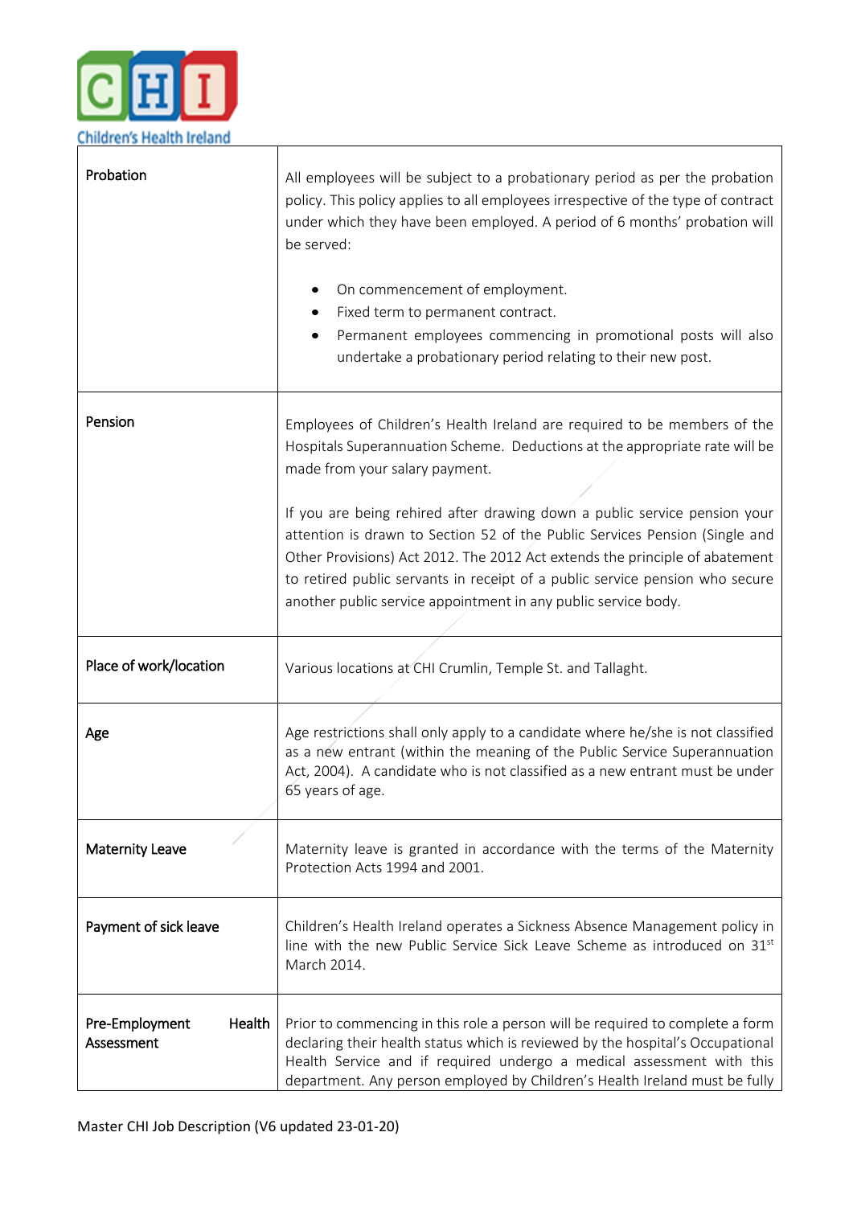| | |
|---|---|
| **Probation** | All employees will be subject to a probationary period as per the probation policy. This policy applies to all employees irrespective of the type of contract under which they have been employed. A period of 6 months' probation will be served:<br><br>• On commencement of employment.<br>• Fixed term to permanent contract.<br>• Permanent employees commencing in promotional posts will also undertake a probationary period relating to their new post. |
| **Pension** | Employees of Children's Health Ireland are required to be members of the Hospitals Superannuation Scheme. Deductions at the appropriate rate will be made from your salary payment.<br><br>If you are being rehired after drawing down a public service pension your attention is drawn to Section 52 of the Public Services Pension (Single and Other Provisions) Act 2012. The 2012 Act extends the principle of abatement to retired public servants in receipt of a public service pension who secure another public service appointment in any public service body. |
| **Place of work/location** | Various locations at CHI Crumlin, Temple St. and Tallaght. |
| **Age** | Age restrictions shall only apply to a candidate where he/she is not classified as a new entrant (within the meaning of the Public Service Superannuation Act, 2004). A candidate who is not classified as a new entrant must be under 65 years of age. |
| **Maternity Leave** | Maternity leave is granted in accordance with the terms of the Maternity Protection Acts 1994 and 2001. |
| **Payment of sick leave** | Children's Health Ireland operates a Sickness Absence Management policy in line with the new Public Service Sick Leave Scheme as introduced on 31st March 2014. |
| **Pre-Employment Health Assessment** | Prior to commencing in this role a person will be required to complete a form declaring their health status which is reviewed by the hospital's Occupational Health Service and if required undergo a medical assessment with this department. Any person employed by Children's Health Ireland must be fully |

Master CHI Job Description (V6 updated 23-01-20)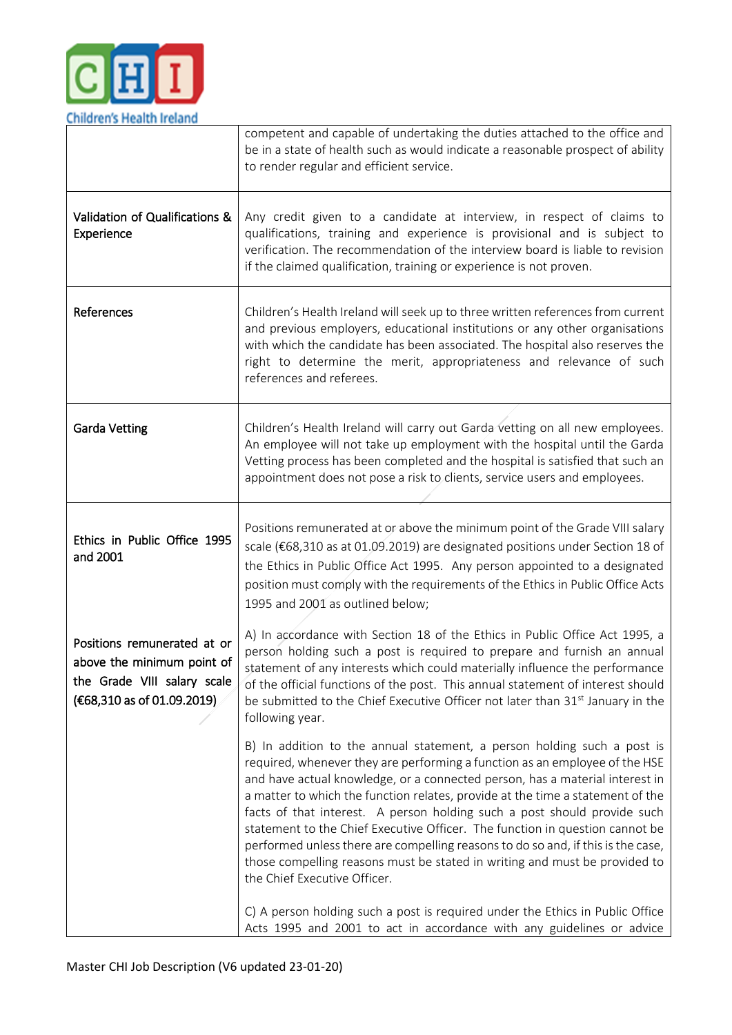| | |
|---|---|
| | competent and capable of undertaking the duties attached to the office and be in a state of health such as would indicate a reasonable prospect of ability to render regular and efficient service. |
| **Validation of Qualifications & Experience** | Any credit given to a candidate at interview, in respect of claims to qualifications, training and experience is provisional and is subject to verification. The recommendation of the interview board is liable to revision if the claimed qualification, training or experience is not proven. |
| **References** | Children's Health Ireland will seek up to three written references from current and previous employers, educational institutions or any other organisations with which the candidate has been associated. The hospital also reserves the right to determine the merit, appropriateness and relevance of such references and referees. |
| **Garda Vetting** | Children's Health Ireland will carry out Garda vetting on all new employees. An employee will not take up employment with the hospital until the Garda Vetting process has been completed and the hospital is satisfied that such an appointment does not pose a risk to clients, service users and employees. |
| **Ethics in Public Office 1995 and 2001**<br><br>**Positions remunerated at or above the minimum point of the Grade VIII salary scale (€68,310 as of 01.09.2019)** | Positions remunerated at or above the minimum point of the Grade VIII salary scale (€68,310 as at 01.09.2019) are designated positions under Section 18 of the Ethics in Public Office Act 1995. Any person appointed to a designated position must comply with the requirements of the Ethics in Public Office Acts 1995 and 2001 as outlined below;<br><br>A) In accordance with Section 18 of the Ethics in Public Office Act 1995, a person holding such a post is required to prepare and furnish an annual statement of any interests which could materially influence the performance of the official functions of the post. This annual statement of interest should be submitted to the Chief Executive Officer not later than 31st January in the following year.<br><br>B) In addition to the annual statement, a person holding such a post is required, whenever they are performing a function as an employee of the HSE and have actual knowledge, or a connected person, has a material interest in a matter to which the function relates, provide at the time a statement of the facts of that interest. A person holding such a post should provide such statement to the Chief Executive Officer. The function in question cannot be performed unless there are compelling reasons to do so and, if this is the case, those compelling reasons must be stated in writing and must be provided to the Chief Executive Officer.<br><br>C) A person holding such a post is required under the Ethics in Public Office Acts 1995 and 2001 to act in accordance with any guidelines or advice |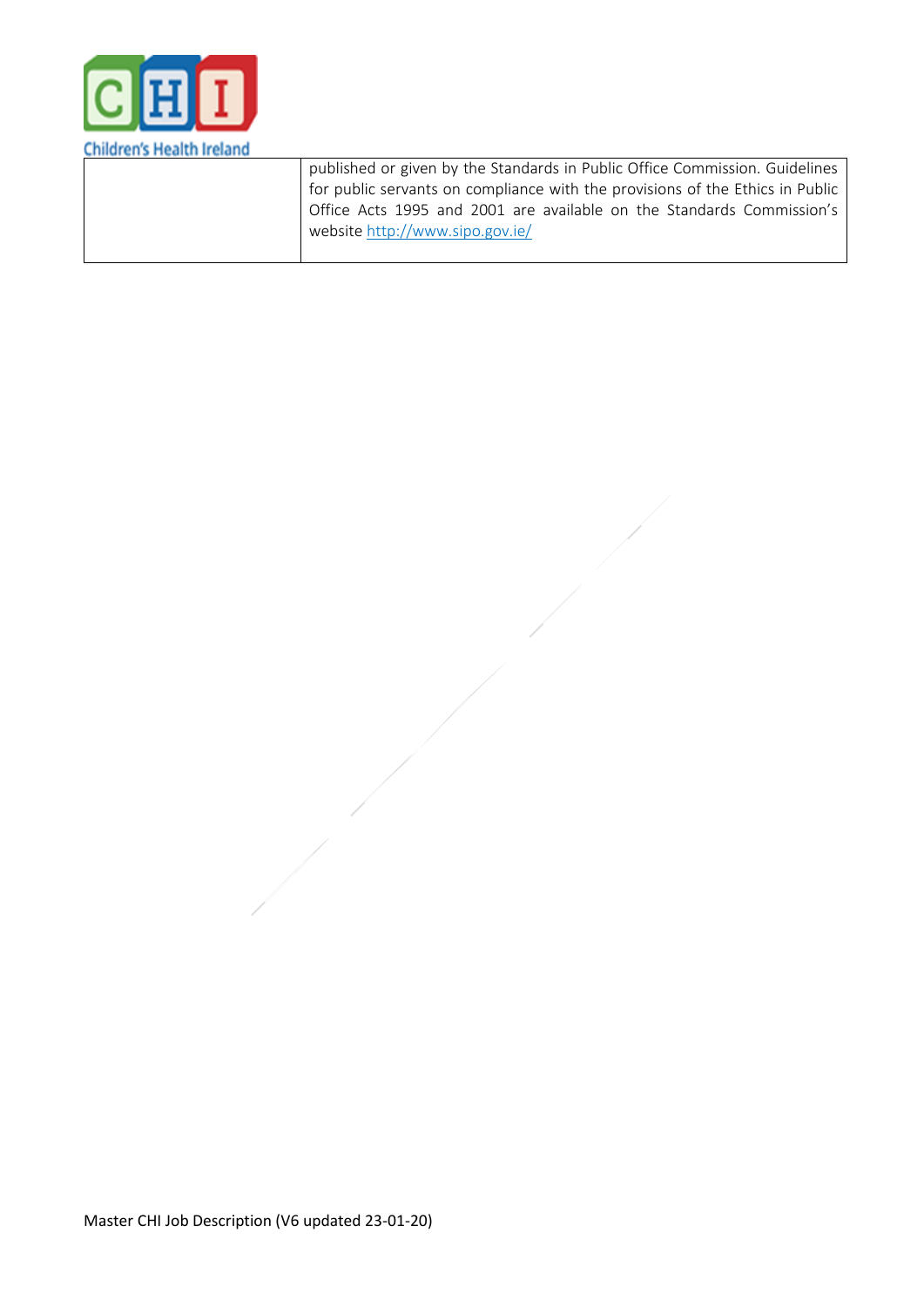| | |
|---|---|
| | published or given by the Standards in Public Office Commission. Guidelines for public servants on compliance with the provisions of the Ethics in Public Office Acts 1995 and 2001 are available on the Standards Commission's website http://www.sipo.gov.ie/ |